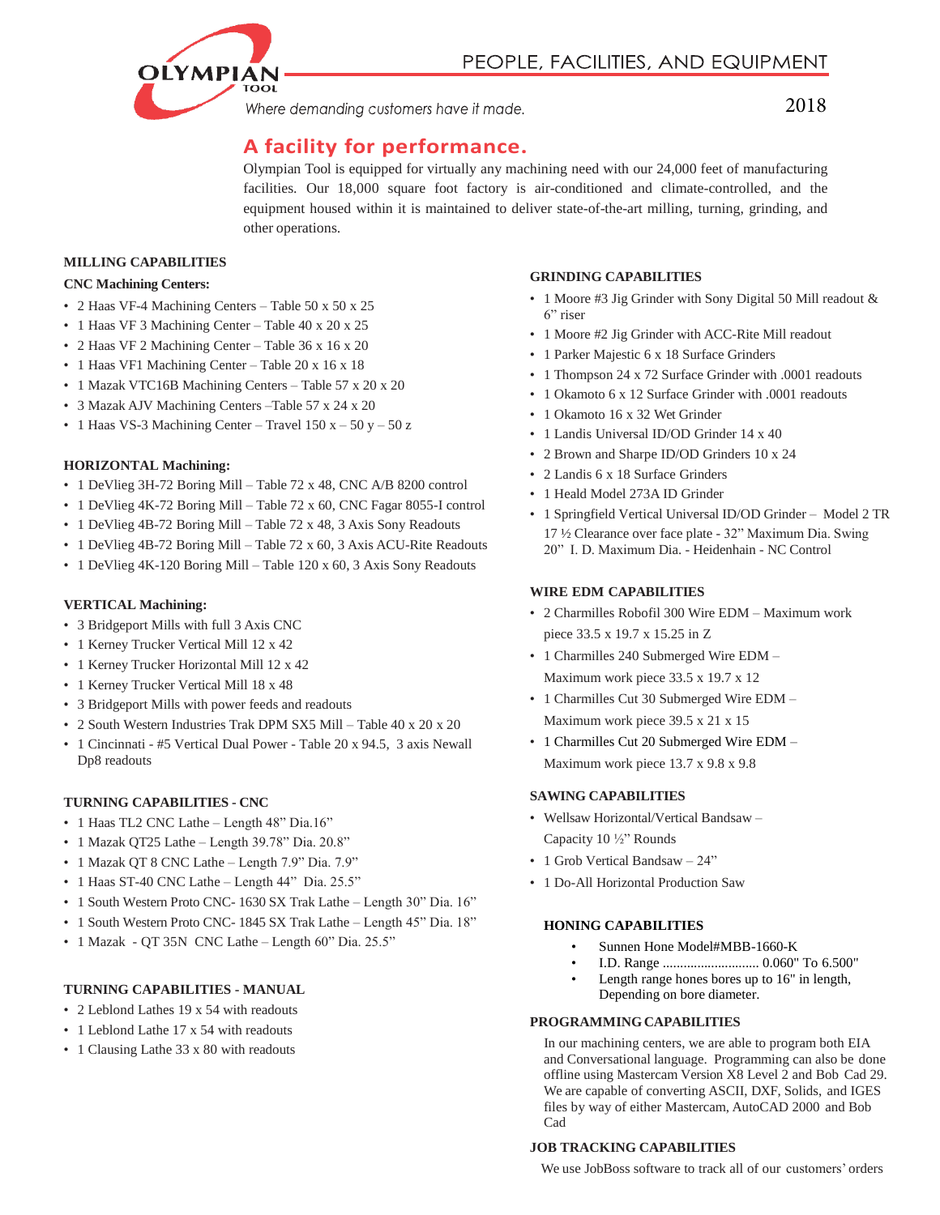OLYMPIAN TOOL

# PEOPLE, FACILITIES, AND EQUIPMENT

*Where demanding customers have it made.*

2018

## A facility for performance.

Olympian Tool is equipped for virtually any machining need with our 24,000 feet of manufacturing facilities. Our 18,000 square foot factory is air-conditioned and climate-controlled, and the equipment housed within it is maintained to deliver state-of-the-art milling, turning, grinding, and other operations.

### MILLING CAPABILITIES

**CNC Machining Centers:**

- 2 Haas VF-4 Machining Centers – Table 50 x 50 x 25
- 1 Haas VF 3 Machining Center – Table 40 x 20 x 25
- 2 Haas VF 2 Machining Center – Table 36 x 16 x 20
- 1 Haas VF1 Machining Center – Table 20 x 16 x 18
- 1 Mazak VTC16B Machining Centers – Table 57 x 20 x 20
- 3 Mazak AJV Machining Centers –Table 57 x 24 x 20
- 1 Haas VS-3 Machining Center – Travel 150 x – 50 y – 50 z

**HORIZONTAL Machining:**

- 1 DeVlieg 3H-72 Boring Mill – Table 72 x 48, CNC A/B 8200 control
- 1 DeVlieg 4K-72 Boring Mill – Table 72 x 60, CNC Fagar 8055-I control
- 1 DeVlieg 4B-72 Boring Mill – Table 72 x 48, 3 Axis Sony Readouts
- 1 DeVlieg 4B-72 Boring Mill – Table 72 x 60, 3 Axis ACU-Rite Readouts
- 1 DeVlieg 4K-120 Boring Mill – Table 120 x 60, 3 Axis Sony Readouts

**VERTICAL Machining:**

- 3 Bridgeport Mills with full 3 Axis CNC
- 1 Kerney Trucker Vertical Mill 12 x 42
- 1 Kerney Trucker Horizontal Mill 12 x 42
- 1 Kerney Trucker Vertical Mill 18 x 48
- 3 Bridgeport Mills with power feeds and readouts
- 2 South Western Industries Trak DPM SX5 Mill – Table 40 x 20 x 20
- 1 Cincinnati - #5 Vertical Dual Power - Table 20 x 94.5, 3 axis Newall Dp8 readouts

### TURNING CAPABILITIES - CNC

- 1 Haas TL2 CNC Lathe – Length 48" Dia.16"
- 1 Mazak QT25 Lathe – Length 39.78" Dia. 20.8"
- 1 Mazak QT 8 CNC Lathe – Length 7.9" Dia. 7.9"
- 1 Haas ST-40 CNC Lathe – Length 44" Dia. 25.5"
- 1 South Western Proto CNC- 1630 SX Trak Lathe – Length 30" Dia. 16"
- 1 South Western Proto CNC- 1845 SX Trak Lathe – Length 45" Dia. 18"
- 1 Mazak - QT 35N CNC Lathe – Length 60" Dia. 25.5"

### TURNING CAPABILITIES - MANUAL

- 2 Leblond Lathes 19 x 54 with readouts
- 1 Leblond Lathe 17 x 54 with readouts
- 1 Clausing Lathe 33 x 80 with readouts

### GRINDING CAPABILITIES

- 1 Moore #3 Jig Grinder with Sony Digital 50 Mill readout & 6" riser
- 1 Moore #2 Jig Grinder with ACC-Rite Mill readout
- 1 Parker Majestic 6 x 18 Surface Grinders
- 1 Thompson 24 x 72 Surface Grinder with .0001 readouts
- 1 Okamoto 6 x 12 Surface Grinder with .0001 readouts
- 1 Okamoto 16 x 32 Wet Grinder
- 1 Landis Universal ID/OD Grinder 14 x 40
- 2 Brown and Sharpe ID/OD Grinders 10 x 24
- 2 Landis 6 x 18 Surface Grinders
- 1 Heald Model 273A ID Grinder
- 1 Springfield Vertical Universal ID/OD Grinder – Model 2 TR 17 ½ Clearance over face plate - 32" Maximum Dia. Swing 20" I. D. Maximum Dia. - Heidenhain - NC Control

### WIRE EDM CAPABILITIES

- 2 Charmilles Robofil 300 Wire EDM – Maximum work piece 33.5 x 19.7 x 15.25 in Z
- 1 Charmilles 240 Submerged Wire EDM – Maximum work piece 33.5 x 19.7 x 12
- 1 Charmilles Cut 30 Submerged Wire EDM – Maximum work piece 39.5 x 21 x 15
- 1 Charmilles Cut 20 Submerged Wire EDM – Maximum work piece 13.7 x 9.8 x 9.8

### SAWING CAPABILITIES

- Wellsaw Horizontal/Vertical Bandsaw – Capacity 10 ½" Rounds
- 1 Grob Vertical Bandsaw – 24"
- 1 Do-All Horizontal Production Saw

### HONING CAPABILITIES

- Sunnen Hone Model#MBB-1660-K
- I.D. Range ............................ 0.060" To 6.500"
- Length range hones bores up to 16" in length, Depending on bore diameter.

### PROGRAMMING CAPABILITIES

In our machining centers, we are able to program both EIA and Conversational language. Programming can also be done offline using Mastercam Version X8 Level 2 and Bob Cad 29. We are capable of converting ASCII, DXF, Solids, and IGES files by way of either Mastercam, AutoCAD 2000 and Bob Cad

### JOB TRACKING CAPABILITIES

We use JobBoss software to track all of our customers' orders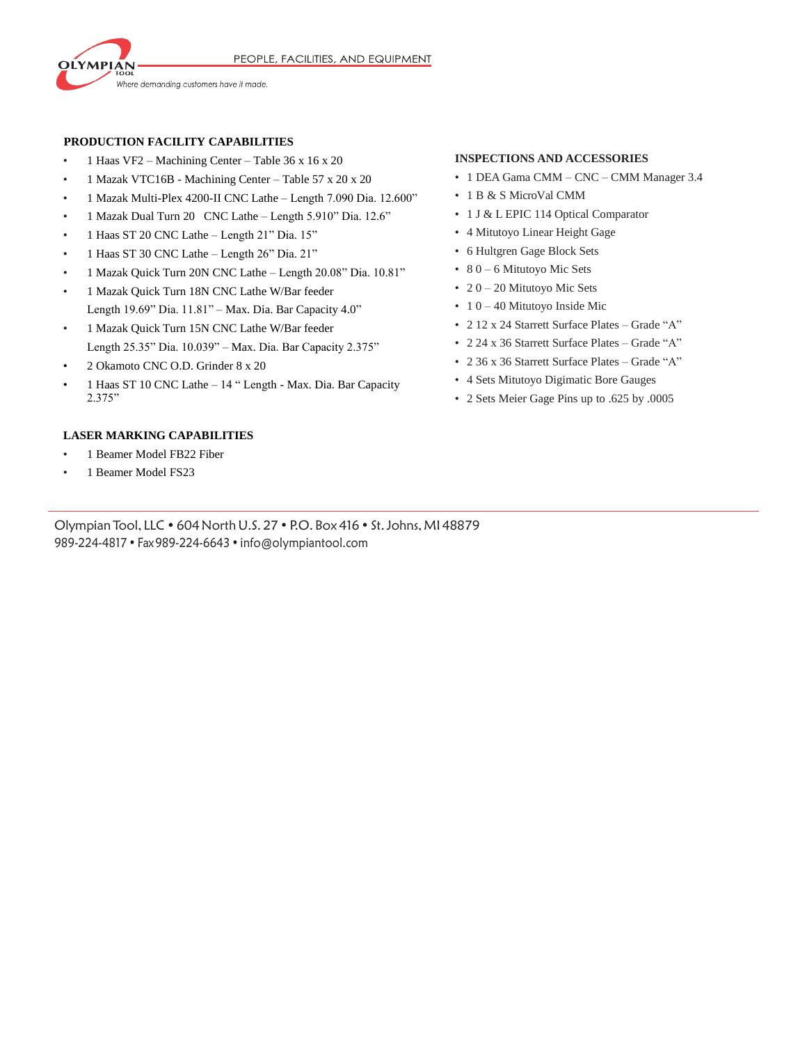## PRODUCTION FACILITY CAPABILITIES

- 1 Haas VF2 – Machining Center – Table 36 x 16 x 20
- 1 Mazak VTC16B - Machining Center – Table 57 x 20 x 20
- 1 Mazak Multi-Plex 4200-II CNC Lathe – Length 7.090 Dia. 12.600"
- 1 Mazak Dual Turn 20 CNC Lathe – Length 5.910" Dia. 12.6"
- 1 Haas ST 20 CNC Lathe – Length 21" Dia. 15"
- 1 Haas ST 30 CNC Lathe – Length 26" Dia. 21"
- 1 Mazak Quick Turn 20N CNC Lathe – Length 20.08" Dia. 10.81"
- 1 Mazak Quick Turn 18N CNC Lathe W/Bar feeder
  Length 19.69" Dia. 11.81" – Max. Dia. Bar Capacity 4.0"
- 1 Mazak Quick Turn 15N CNC Lathe W/Bar feeder
  Length 25.35" Dia. 10.039" – Max. Dia. Bar Capacity 2.375"
- 2 Okamoto CNC O.D. Grinder 8 x 20
- 1 Haas ST 10 CNC Lathe – 14 " Length - Max. Dia. Bar Capacity 2.375"

## LASER MARKING CAPABILITIES

- 1 Beamer Model FB22 Fiber
- 1 Beamer Model FS23

## INSPECTIONS AND ACCESSORIES

- 1 DEA Gama CMM – CNC – CMM Manager 3.4
- 1 B & S MicroVal CMM
- 1 J & L EPIC 114 Optical Comparator
- 4 Mitutoyo Linear Height Gage
- 6 Hultgren Gage Block Sets
- 8 0 – 6 Mitutoyo Mic Sets
- 2 0 – 20 Mitutoyo Mic Sets
- 1 0 – 40 Mitutoyo Inside Mic
- 2 12 x 24 Starrett Surface Plates – Grade "A"
- 2 24 x 36 Starrett Surface Plates – Grade "A"
- 2 36 x 36 Starrett Surface Plates – Grade "A"
- 4 Sets Mitutoyo Digimatic Bore Gauges
- 2 Sets Meier Gage Pins up to .625 by .0005

Olympian Tool, LLC • 604 North U.S. 27 • P.O. Box 416 • St. Johns, MI 48879
989-224-4817 • Fax 989-224-6643 • info@olympiantool.com